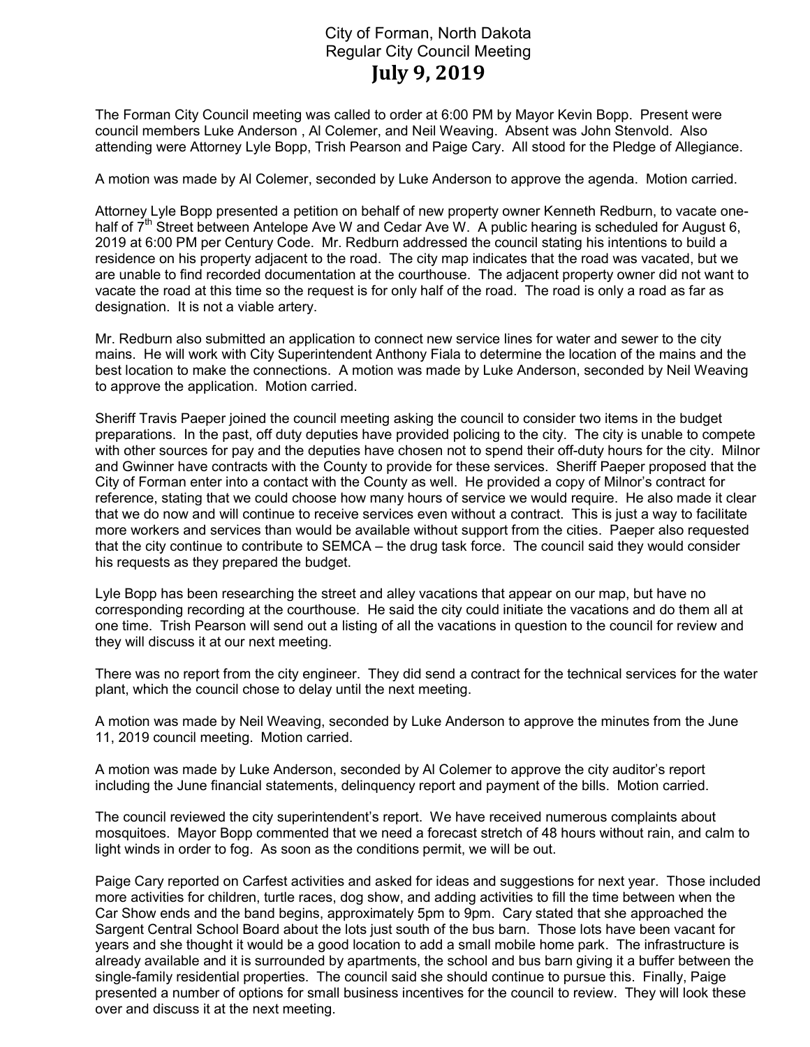City of Forman, North Dakota
Regular City Council Meeting
# July 9, 2019

The Forman City Council meeting was called to order at 6:00 PM by Mayor Kevin Bopp. Present were council members Luke Anderson , Al Colemer, and Neil Weaving. Absent was John Stenvold. Also attending were Attorney Lyle Bopp, Trish Pearson and Paige Cary. All stood for the Pledge of Allegiance.

A motion was made by Al Colemer, seconded by Luke Anderson to approve the agenda. Motion carried.

Attorney Lyle Bopp presented a petition on behalf of new property owner Kenneth Redburn, to vacate one-half of 7th Street between Antelope Ave W and Cedar Ave W. A public hearing is scheduled for August 6, 2019 at 6:00 PM per Century Code. Mr. Redburn addressed the council stating his intentions to build a residence on his property adjacent to the road. The city map indicates that the road was vacated, but we are unable to find recorded documentation at the courthouse. The adjacent property owner did not want to vacate the road at this time so the request is for only half of the road. The road is only a road as far as designation. It is not a viable artery.

Mr. Redburn also submitted an application to connect new service lines for water and sewer to the city mains. He will work with City Superintendent Anthony Fiala to determine the location of the mains and the best location to make the connections. A motion was made by Luke Anderson, seconded by Neil Weaving to approve the application. Motion carried.

Sheriff Travis Paeper joined the council meeting asking the council to consider two items in the budget preparations. In the past, off duty deputies have provided policing to the city. The city is unable to compete with other sources for pay and the deputies have chosen not to spend their off-duty hours for the city. Milnor and Gwinner have contracts with the County to provide for these services. Sheriff Paeper proposed that the City of Forman enter into a contact with the County as well. He provided a copy of Milnor's contract for reference, stating that we could choose how many hours of service we would require. He also made it clear that we do now and will continue to receive services even without a contract. This is just a way to facilitate more workers and services than would be available without support from the cities. Paeper also requested that the city continue to contribute to SEMCA – the drug task force. The council said they would consider his requests as they prepared the budget.

Lyle Bopp has been researching the street and alley vacations that appear on our map, but have no corresponding recording at the courthouse. He said the city could initiate the vacations and do them all at one time. Trish Pearson will send out a listing of all the vacations in question to the council for review and they will discuss it at our next meeting.

There was no report from the city engineer. They did send a contract for the technical services for the water plant, which the council chose to delay until the next meeting.

A motion was made by Neil Weaving, seconded by Luke Anderson to approve the minutes from the June 11, 2019 council meeting. Motion carried.

A motion was made by Luke Anderson, seconded by Al Colemer to approve the city auditor's report including the June financial statements, delinquency report and payment of the bills. Motion carried.

The council reviewed the city superintendent's report. We have received numerous complaints about mosquitoes. Mayor Bopp commented that we need a forecast stretch of 48 hours without rain, and calm to light winds in order to fog. As soon as the conditions permit, we will be out.

Paige Cary reported on Carfest activities and asked for ideas and suggestions for next year. Those included more activities for children, turtle races, dog show, and adding activities to fill the time between when the Car Show ends and the band begins, approximately 5pm to 9pm. Cary stated that she approached the Sargent Central School Board about the lots just south of the bus barn. Those lots have been vacant for years and she thought it would be a good location to add a small mobile home park. The infrastructure is already available and it is surrounded by apartments, the school and bus barn giving it a buffer between the single-family residential properties. The council said she should continue to pursue this. Finally, Paige presented a number of options for small business incentives for the council to review. They will look these over and discuss it at the next meeting.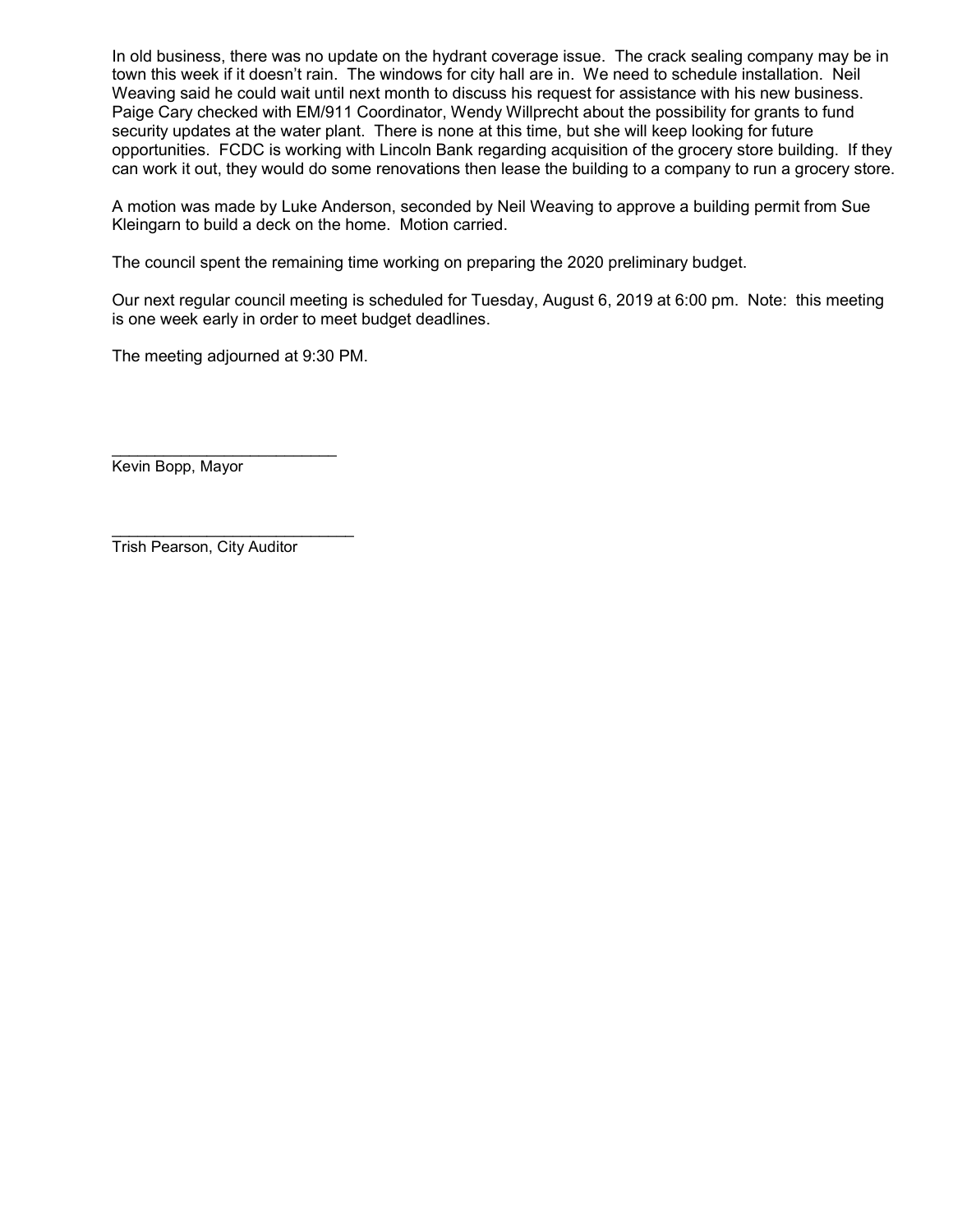In old business, there was no update on the hydrant coverage issue. The crack sealing company may be in town this week if it doesn't rain. The windows for city hall are in. We need to schedule installation. Neil Weaving said he could wait until next month to discuss his request for assistance with his new business. Paige Cary checked with EM/911 Coordinator, Wendy Willprecht about the possibility for grants to fund security updates at the water plant. There is none at this time, but she will keep looking for future opportunities. FCDC is working with Lincoln Bank regarding acquisition of the grocery store building. If they can work it out, they would do some renovations then lease the building to a company to run a grocery store.

A motion was made by Luke Anderson, seconded by Neil Weaving to approve a building permit from Sue Kleingarn to build a deck on the home. Motion carried.

The council spent the remaining time working on preparing the 2020 preliminary budget.

Our next regular council meeting is scheduled for Tuesday, August 6, 2019 at 6:00 pm. Note: this meeting is one week early in order to meet budget deadlines.

The meeting adjourned at 9:30 PM.

\_\_\_\_\_\_\_\_\_\_\_\_\_\_\_\_\_\_\_\_\_\_\_\_\_\_
Kevin Bopp, Mayor

\_\_\_\_\_\_\_\_\_\_\_\_\_\_\_\_\_\_\_\_\_\_\_\_\_\_\_\_
Trish Pearson, City Auditor